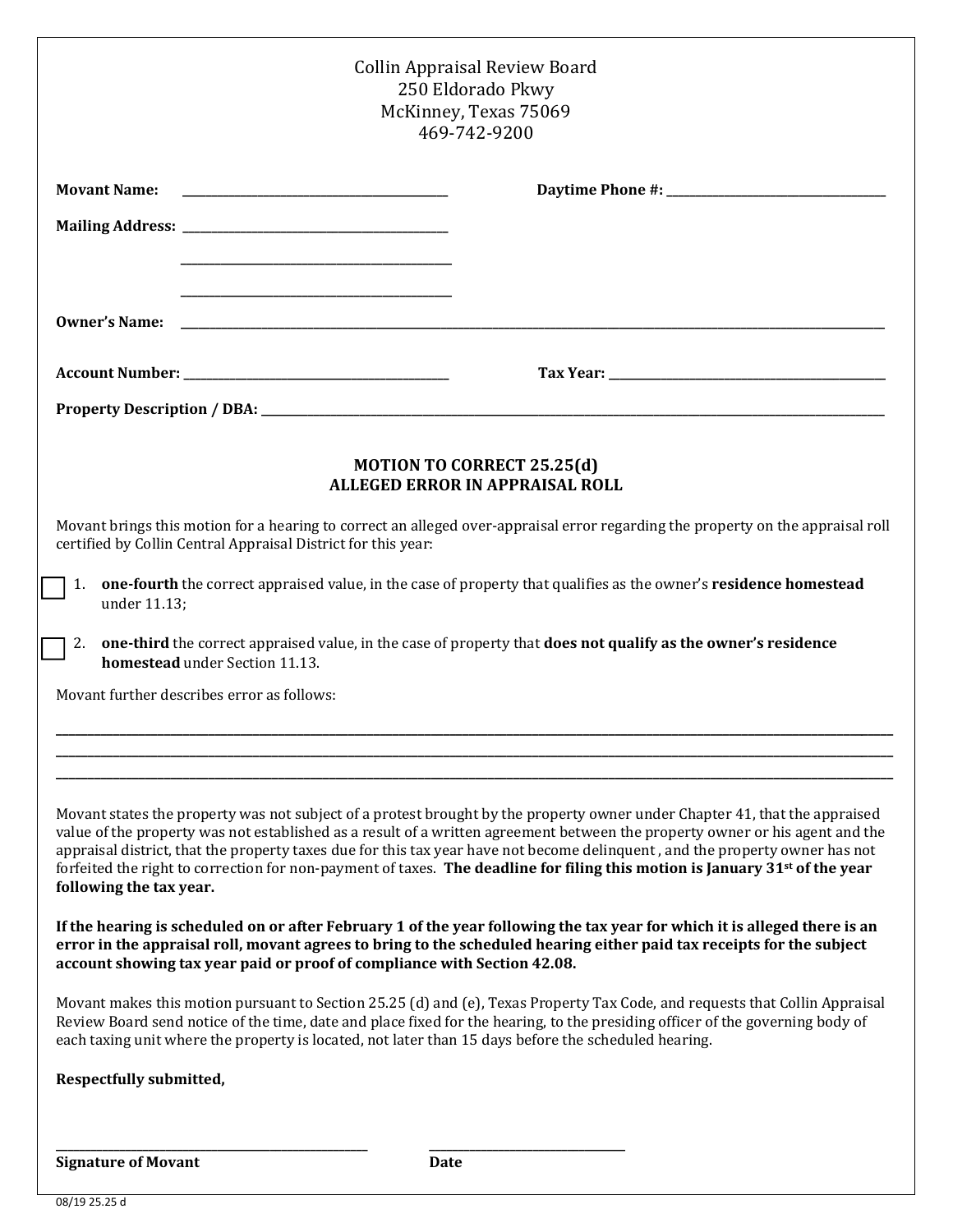Collin Appraisal Review Board
250 Eldorado Pkwy
McKinney, Texas 75069
469-742-9200

**Movant Name:** ______________________________ **Daytime Phone #:** ______________________________

**Mailing Address:** ______________________________

______________________________

______________________________

**Owner's Name:** ______________________________________________________________

**Account Number:** ______________________________ **Tax Year:** ______________________________

**Property Description / DBA:** ______________________________________________________________

## MOTION TO CORRECT 25.25(d)
## ALLEGED ERROR IN APPRAISAL ROLL

Movant brings this motion for a hearing to correct an alleged over-appraisal error regarding the property on the appraisal roll certified by Collin Central Appraisal District for this year:

☐ 1. **one-fourth** the correct appraised value, in the case of property that qualifies as the owner's **residence homestead** under 11.13;

☐ 2. **one-third** the correct appraised value, in the case of property that **does not qualify as the owner's residence homestead** under Section 11.13.

Movant further describes error as follows:

______________________________________________________________________________

______________________________________________________________________________

______________________________________________________________________________

Movant states the property was not subject of a protest brought by the property owner under Chapter 41, that the appraised value of the property was not established as a result of a written agreement between the property owner or his agent and the appraisal district, that the property taxes due for this tax year have not become delinquent , and the property owner has not forfeited the right to correction for non-payment of taxes. **The deadline for filing this motion is January 31st of the year following the tax year.**

**If the hearing is scheduled on or after February 1 of the year following the tax year for which it is alleged there is an error in the appraisal roll, movant agrees to bring to the scheduled hearing either paid tax receipts for the subject account showing tax year paid or proof of compliance with Section 42.08.**

Movant makes this motion pursuant to Section 25.25 (d) and (e), Texas Property Tax Code, and requests that Collin Appraisal Review Board send notice of the time, date and place fixed for the hearing, to the presiding officer of the governing body of each taxing unit where the property is located, not later than 15 days before the scheduled hearing.

**Respectfully submitted,**

______________________________ ______________________________
**Signature of Movant** **Date**

08/19 25.25 d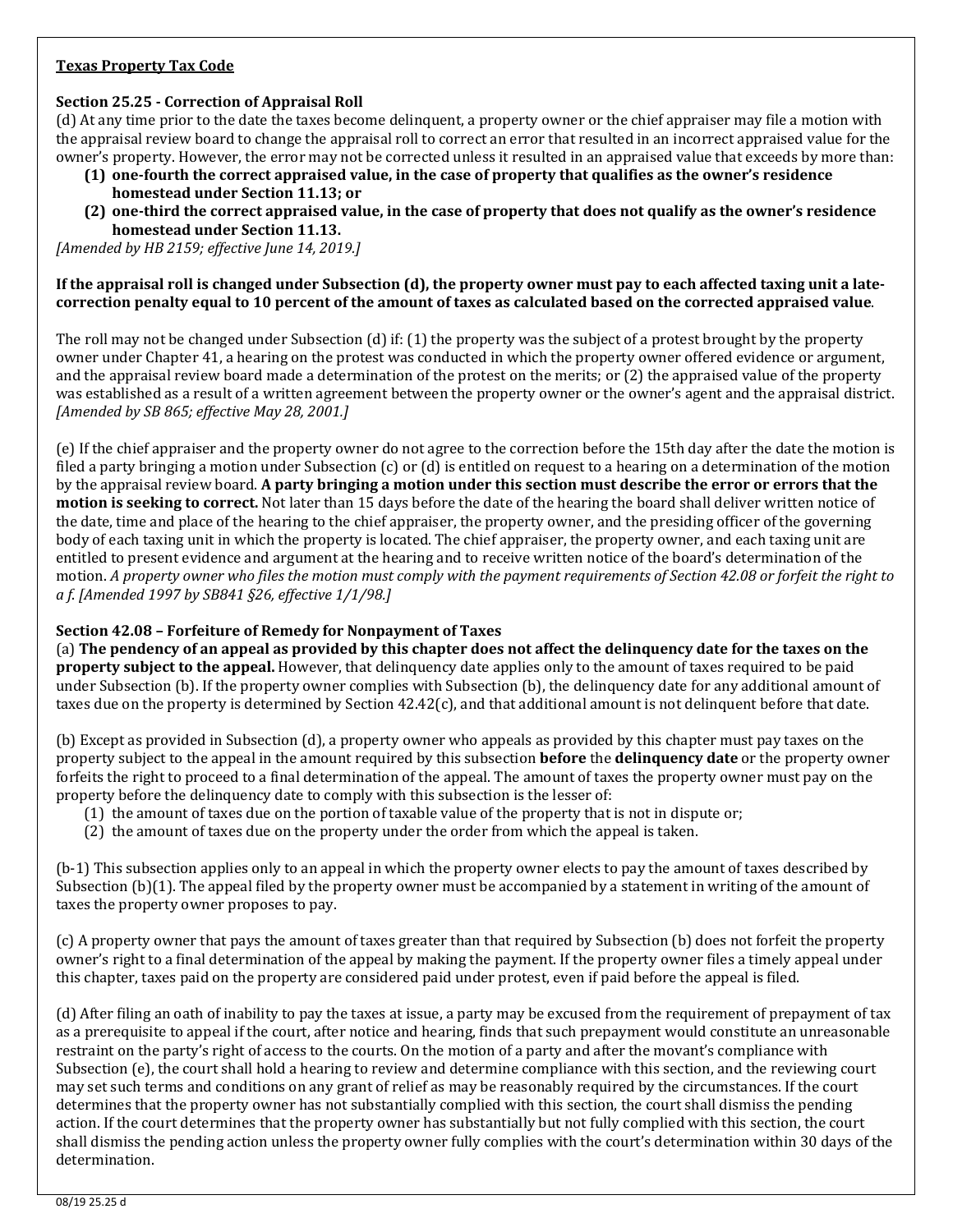**Texas Property Tax Code**

**Section 25.25 - Correction of Appraisal Roll**

(d) At any time prior to the date the taxes become delinquent, a property owner or the chief appraiser may file a motion with the appraisal review board to change the appraisal roll to correct an error that resulted in an incorrect appraised value for the owner's property. However, the error may not be corrected unless it resulted in an appraised value that exceeds by more than:

1. **one-fourth the correct appraised value, in the case of property that qualifies as the owner's residence homestead under Section 11.13; or**
2. **one-third the correct appraised value, in the case of property that does not qualify as the owner's residence homestead under Section 11.13.**

*[Amended by HB 2159; effective June 14, 2019.]*

**If the appraisal roll is changed under Subsection (d), the property owner must pay to each affected taxing unit a late-correction penalty equal to 10 percent of the amount of taxes as calculated based on the corrected appraised value**.

The roll may not be changed under Subsection (d) if: (1) the property was the subject of a protest brought by the property owner under Chapter 41, a hearing on the protest was conducted in which the property owner offered evidence or argument, and the appraisal review board made a determination of the protest on the merits; or (2) the appraised value of the property was established as a result of a written agreement between the property owner or the owner's agent and the appraisal district. *[Amended by SB 865; effective May 28, 2001.]*

(e) If the chief appraiser and the property owner do not agree to the correction before the 15th day after the date the motion is filed a party bringing a motion under Subsection (c) or (d) is entitled on request to a hearing on a determination of the motion by the appraisal review board. **A party bringing a motion under this section must describe the error or errors that the motion is seeking to correct.** Not later than 15 days before the date of the hearing the board shall deliver written notice of the date, time and place of the hearing to the chief appraiser, the property owner, and the presiding officer of the governing body of each taxing unit in which the property is located. The chief appraiser, the property owner, and each taxing unit are entitled to present evidence and argument at the hearing and to receive written notice of the board's determination of the motion. *A property owner who files the motion must comply with the payment requirements of Section 42.08 or forfeit the right to a f. [Amended 1997 by SB841 §26, effective 1/1/98.]*

**Section 42.08 – Forfeiture of Remedy for Nonpayment of Taxes**

(a) **The pendency of an appeal as provided by this chapter does not affect the delinquency date for the taxes on the property subject to the appeal.** However, that delinquency date applies only to the amount of taxes required to be paid under Subsection (b). If the property owner complies with Subsection (b), the delinquency date for any additional amount of taxes due on the property is determined by Section 42.42(c), and that additional amount is not delinquent before that date.

(b) Except as provided in Subsection (d), a property owner who appeals as provided by this chapter must pay taxes on the property subject to the appeal in the amount required by this subsection **before** the **delinquency date** or the property owner forfeits the right to proceed to a final determination of the appeal. The amount of taxes the property owner must pay on the property before the delinquency date to comply with this subsection is the lesser of:

(1) the amount of taxes due on the portion of taxable value of the property that is not in dispute or;
(2) the amount of taxes due on the property under the order from which the appeal is taken.

(b-1) This subsection applies only to an appeal in which the property owner elects to pay the amount of taxes described by Subsection (b)(1). The appeal filed by the property owner must be accompanied by a statement in writing of the amount of taxes the property owner proposes to pay.

(c) A property owner that pays the amount of taxes greater than that required by Subsection (b) does not forfeit the property owner's right to a final determination of the appeal by making the payment. If the property owner files a timely appeal under this chapter, taxes paid on the property are considered paid under protest, even if paid before the appeal is filed.

(d) After filing an oath of inability to pay the taxes at issue, a party may be excused from the requirement of prepayment of tax as a prerequisite to appeal if the court, after notice and hearing, finds that such prepayment would constitute an unreasonable restraint on the party's right of access to the courts. On the motion of a party and after the movant's compliance with Subsection (e), the court shall hold a hearing to review and determine compliance with this section, and the reviewing court may set such terms and conditions on any grant of relief as may be reasonably required by the circumstances. If the court determines that the property owner has not substantially complied with this section, the court shall dismiss the pending action. If the court determines that the property owner has substantially but not fully complied with this section, the court shall dismiss the pending action unless the property owner fully complies with the court's determination within 30 days of the determination.

08/19 25.25 d